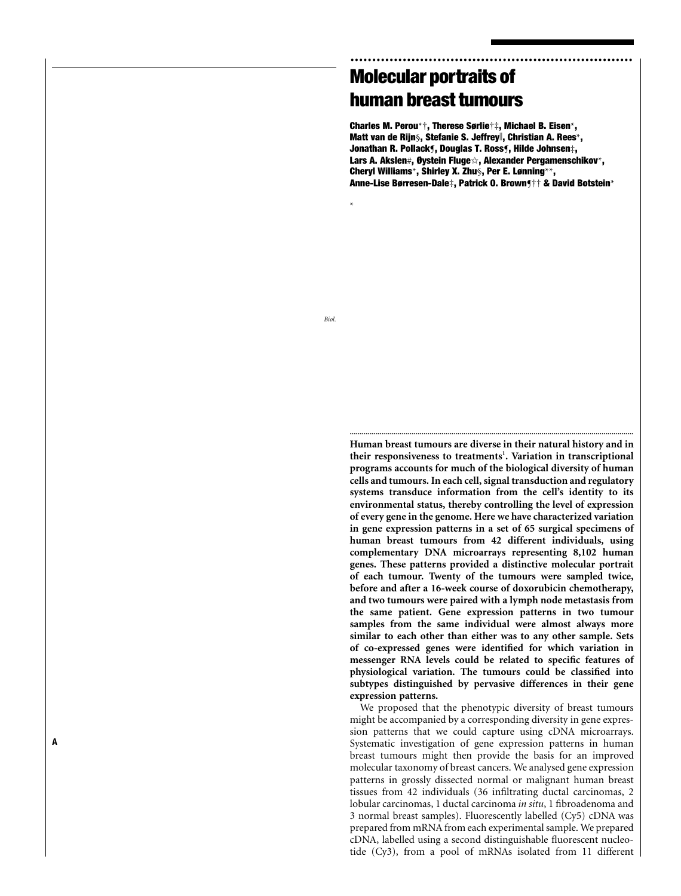# Molecular portraits of human breast tumours

**Charles M. Perou*†, Therese Sørlie†‡, Michael B. Eisen*, Matt van de Rijn§, Stefanie S. Jeffrey‖, Christian A. Rees*, Jonathan R. Pollack¶, Douglas T. Ross¶, Hilde Johnsen‡, Lars A. Akslen#, Øystein Fluge☆, Alexander Pergamenschikov*, Cheryl Williams*, Shirley X. Zhu§, Per E. Lønning**, Anne-Lise Børresen-Dale‡, Patrick O. Brown¶†† & David Botstein***

*

*Biol.*

A

**Human breast tumours are diverse in their natural history and in their responsiveness to treatments[1]. Variation in transcriptional programs accounts for much of the biological diversity of human cells and tumours. In each cell, signal transduction and regulatory systems transduce information from the cell's identity to its environmental status, thereby controlling the level of expression of every gene in the genome. Here we have characterized variation in gene expression patterns in a set of 65 surgical specimens of human breast tumours from 42 different individuals, using complementary DNA microarrays representing 8,102 human genes. These patterns provided a distinctive molecular portrait of each tumour. Twenty of the tumours were sampled twice, before and after a 16-week course of doxorubicin chemotherapy, and two tumours were paired with a lymph node metastasis from the same patient. Gene expression patterns in two tumour samples from the same individual were almost always more similar to each other than either was to any other sample. Sets of co-expressed genes were identified for which variation in messenger RNA levels could be related to specific features of physiological variation. The tumours could be classified into subtypes distinguished by pervasive differences in their gene expression patterns.**

We proposed that the phenotypic diversity of breast tumours might be accompanied by a corresponding diversity in gene expression patterns that we could capture using cDNA microarrays. Systematic investigation of gene expression patterns in human breast tumours might then provide the basis for an improved molecular taxonomy of breast cancers. We analysed gene expression patterns in grossly dissected normal or malignant human breast tissues from 42 individuals (36 infiltrating ductal carcinomas, 2 lobular carcinomas, 1 ductal carcinoma *in situ*, 1 fibroadenoma and 3 normal breast samples). Fluorescently labelled (Cy5) cDNA was prepared from mRNA from each experimental sample. We prepared cDNA, labelled using a second distinguishable fluorescent nucleotide (Cy3), from a pool of mRNAs isolated from 11 different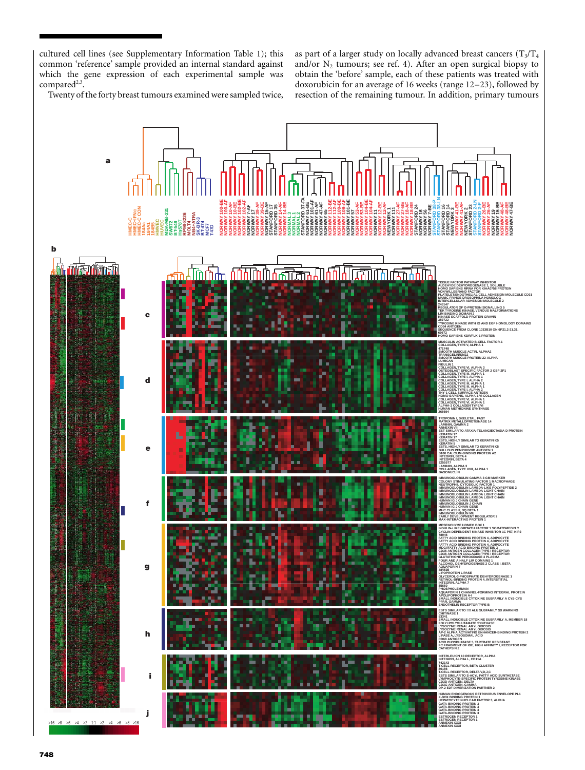cultured cell lines (see Supplementary Information Table 1); this common 'reference' sample provided an internal standard against which the gene expression of each experimental sample was compared[2,3].

Twenty of the forty breast tumours examined were sampled twice, as part of a larger study on locally advanced breast cancers ($T_3$/$T_4$ and/or $N_2$ tumours; see ref. 4). After an open surgical biopsy to obtain the 'before' sample, each of these patients was treated with doxorubicin for an average of 16 weeks (range 12–23), followed by resection of the remaining tumour. In addition, primary tumours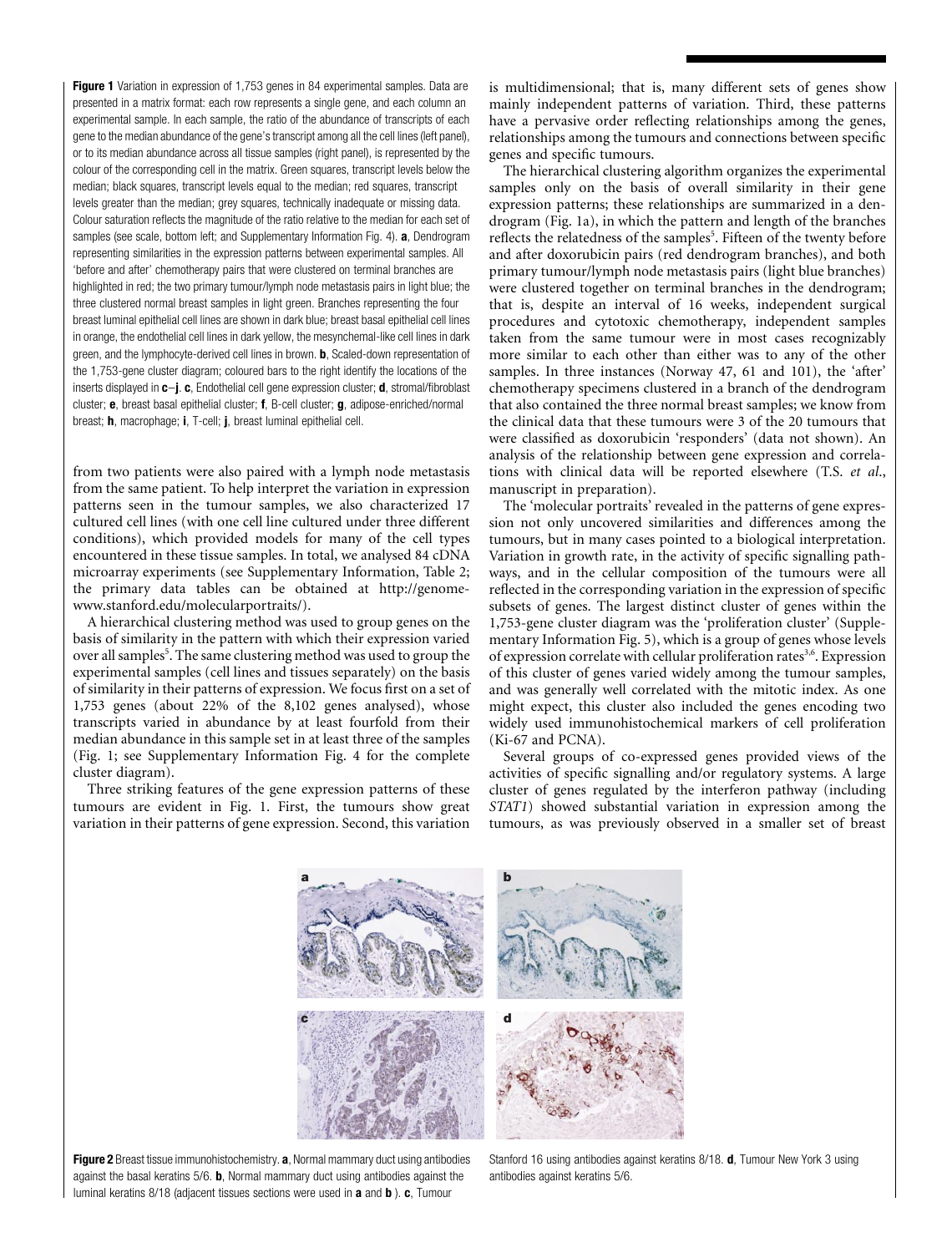**Figure 1** Variation in expression of 1,753 genes in 84 experimental samples. Data are presented in a matrix format: each row represents a single gene, and each column an experimental sample. In each sample, the ratio of the abundance of transcripts of each gene to the median abundance of the gene's transcript among all the cell lines (left panel), or to its median abundance across all tissue samples (right panel), is represented by the colour of the corresponding cell in the matrix. Green squares, transcript levels below the median; black squares, transcript levels equal to the median; red squares, transcript levels greater than the median; grey squares, technically inadequate or missing data. Colour saturation reflects the magnitude of the ratio relative to the median for each set of samples (see scale, bottom left; and Supplementary Information Fig. 4). **a**, Dendrogram representing similarities in the expression patterns between experimental samples. All 'before and after' chemotherapy pairs that were clustered on terminal branches are highlighted in red; the two primary tumour/lymph node metastasis pairs in light blue; the three clustered normal breast samples in light green. Branches representing the four breast luminal epithelial cell lines are shown in dark blue; breast basal epithelial cell lines in orange, the endothelial cell lines in dark yellow, the mesynchemal-like cell lines in dark green, and the lymphocyte-derived cell lines in brown. **b**, Scaled-down representation of the 1,753-gene cluster diagram; coloured bars to the right identify the locations of the inserts displayed in **c**–**j**. **c**, Endothelial cell gene expression cluster; **d**, stromal/fibroblast cluster; **e**, breast basal epithelial cluster; **f**, B-cell cluster; **g**, adipose-enriched/normal breast; **h**, macrophage; **i**, T-cell; **j**, breast luminal epithelial cell.

from two patients were also paired with a lymph node metastasis from the same patient. To help interpret the variation in expression patterns seen in the tumour samples, we also characterized 17 cultured cell lines (with one cell line cultured under three different conditions), which provided models for many of the cell types encountered in these tissue samples. In total, we analysed 84 cDNA microarray experiments (see Supplementary Information, Table 2; the primary data tables can be obtained at http://genome-www.stanford.edu/molecularportraits/).

A hierarchical clustering method was used to group genes on the basis of similarity in the pattern with which their expression varied over all samples[5]. The same clustering method was used to group the experimental samples (cell lines and tissues separately) on the basis of similarity in their patterns of expression. We focus first on a set of 1,753 genes (about 22% of the 8,102 genes analysed), whose transcripts varied in abundance by at least fourfold from their median abundance in this sample set in at least three of the samples (Fig. 1; see Supplementary Information Fig. 4 for the complete cluster diagram).

Three striking features of the gene expression patterns of these tumours are evident in Fig. 1. First, the tumours show great variation in their patterns of gene expression. Second, this variation is multidimensional; that is, many different sets of genes show mainly independent patterns of variation. Third, these patterns have a pervasive order reflecting relationships among the genes, relationships among the tumours and connections between specific genes and specific tumours.

The hierarchical clustering algorithm organizes the experimental samples only on the basis of overall similarity in their gene expression patterns; these relationships are summarized in a dendrogram (Fig. 1a), in which the pattern and length of the branches reflects the relatedness of the samples[5]. Fifteen of the twenty before and after doxorubicin pairs (red dendrogram branches), and both primary tumour/lymph node metastasis pairs (light blue branches) were clustered together on terminal branches in the dendrogram; that is, despite an interval of 16 weeks, independent surgical procedures and cytotoxic chemotherapy, independent samples taken from the same tumour were in most cases recognizably more similar to each other than either was to any of the other samples. In three instances (Norway 47, 61 and 101), the 'after' chemotherapy specimens clustered in a branch of the dendrogram that also contained the three normal breast samples; we know from the clinical data that these tumours were 3 of the 20 tumours that were classified as doxorubicin 'responders' (data not shown). An analysis of the relationship between gene expression and correlations with clinical data will be reported elsewhere (T.S. *et al.*, manuscript in preparation).

The 'molecular portraits' revealed in the patterns of gene expression not only uncovered similarities and differences among the tumours, but in many cases pointed to a biological interpretation. Variation in growth rate, in the activity of specific signalling pathways, and in the cellular composition of the tumours were all reflected in the corresponding variation in the expression of specific subsets of genes. The largest distinct cluster of genes within the 1,753-gene cluster diagram was the 'proliferation cluster' (Supplementary Information Fig. 5), which is a group of genes whose levels of expression correlate with cellular proliferation rates[3,6]. Expression of this cluster of genes varied widely among the tumour samples, and was generally well correlated with the mitotic index. As one might expect, this cluster also included the genes encoding two widely used immunohistochemical markers of cell proliferation (Ki-67 and PCNA).

Several groups of co-expressed genes provided views of the activities of specific signalling and/or regulatory systems. A large cluster of genes regulated by the interferon pathway (including *STAT1*) showed substantial variation in expression among the tumours, as was previously observed in a smaller set of breast

**Figure 2** Breast tissue immunohistochemistry. **a**, Normal mammary duct using antibodies against the basal keratins 5/6. **b**, Normal mammary duct using antibodies against the luminal keratins 8/18 (adjacent tissues sections were used in **a** and **b** ). **c**, Tumour Stanford 16 using antibodies against keratins 8/18. **d**, Tumour New York 3 using antibodies against keratins 5/6.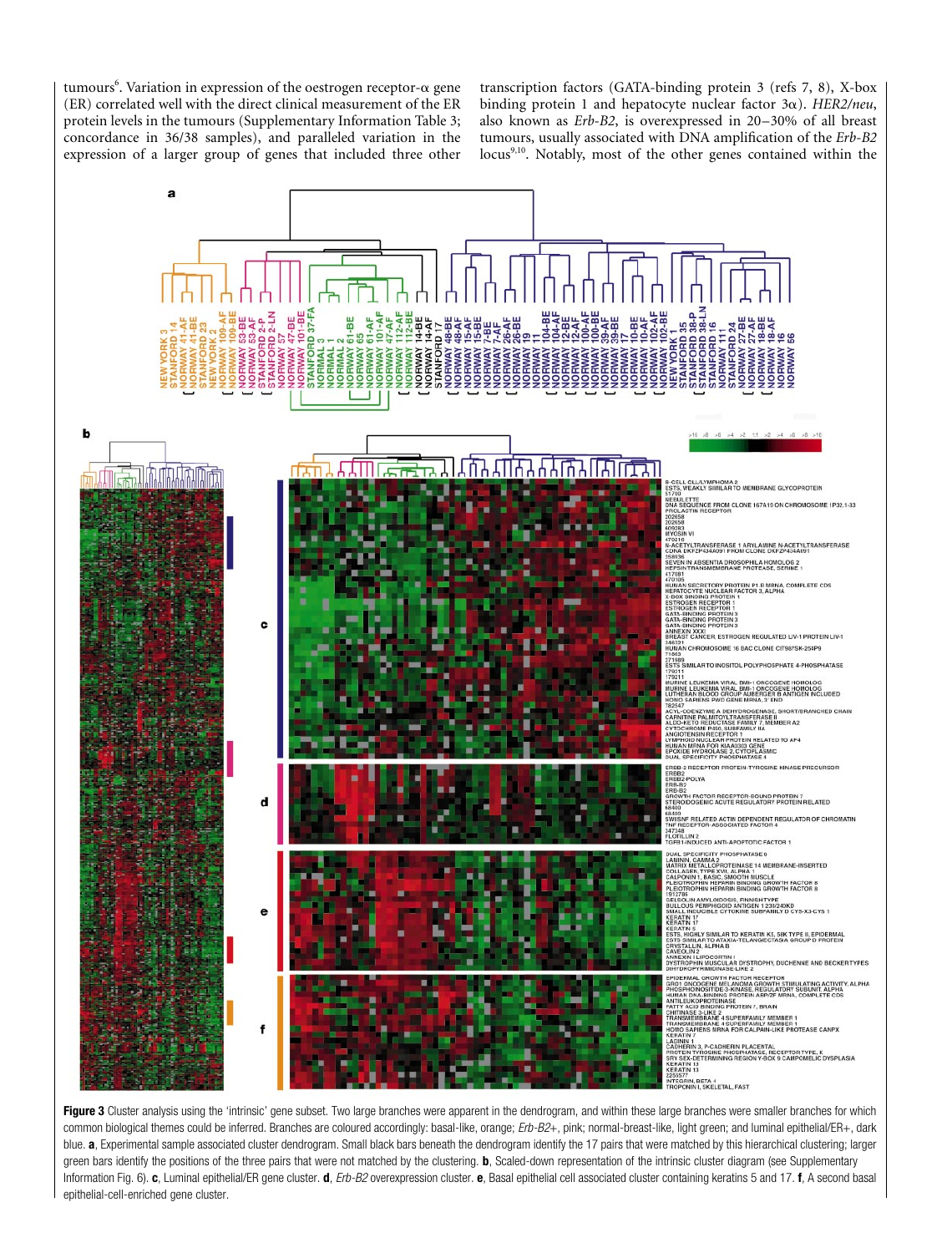tumours[6]. Variation in expression of the oestrogen receptor-α gene (ER) correlated well with the direct clinical measurement of the ER protein levels in the tumours (Supplementary Information Table 3; concordance in 36/38 samples), and paralleled variation in the expression of a larger group of genes that included three other transcription factors (GATA-binding protein 3 (refs 7, 8), X-box binding protein 1 and hepatocyte nuclear factor 3α). *HER2/neu*, also known as *Erb-B2*, is overexpressed in 20–30% of all breast tumours, usually associated with DNA amplification of the *Erb-B2* locus[9,10]. Notably, most of the other genes contained within the

**Figure 3** Cluster analysis using the 'intrinsic' gene subset. Two large branches were apparent in the dendrogram, and within these large branches were smaller branches for which common biological themes could be inferred. Branches are coloured accordingly: basal-like, orange; *Erb-B2*+, pink; normal-breast-like, light green; and luminal epithelial/ER+, dark blue. **a**, Experimental sample associated cluster dendrogram. Small black bars beneath the dendrogram identify the 17 pairs that were matched by this hierarchical clustering; larger green bars identify the positions of the three pairs that were not matched by the clustering. **b**, Scaled-down representation of the intrinsic cluster diagram (see Supplementary Information Fig. 6). **c**, Luminal epithelial/ER gene cluster. **d**, *Erb-B2* overexpression cluster. **e**, Basal epithelial cell associated cluster containing keratins 5 and 17. **f**, A second basal epithelial-cell-enriched gene cluster.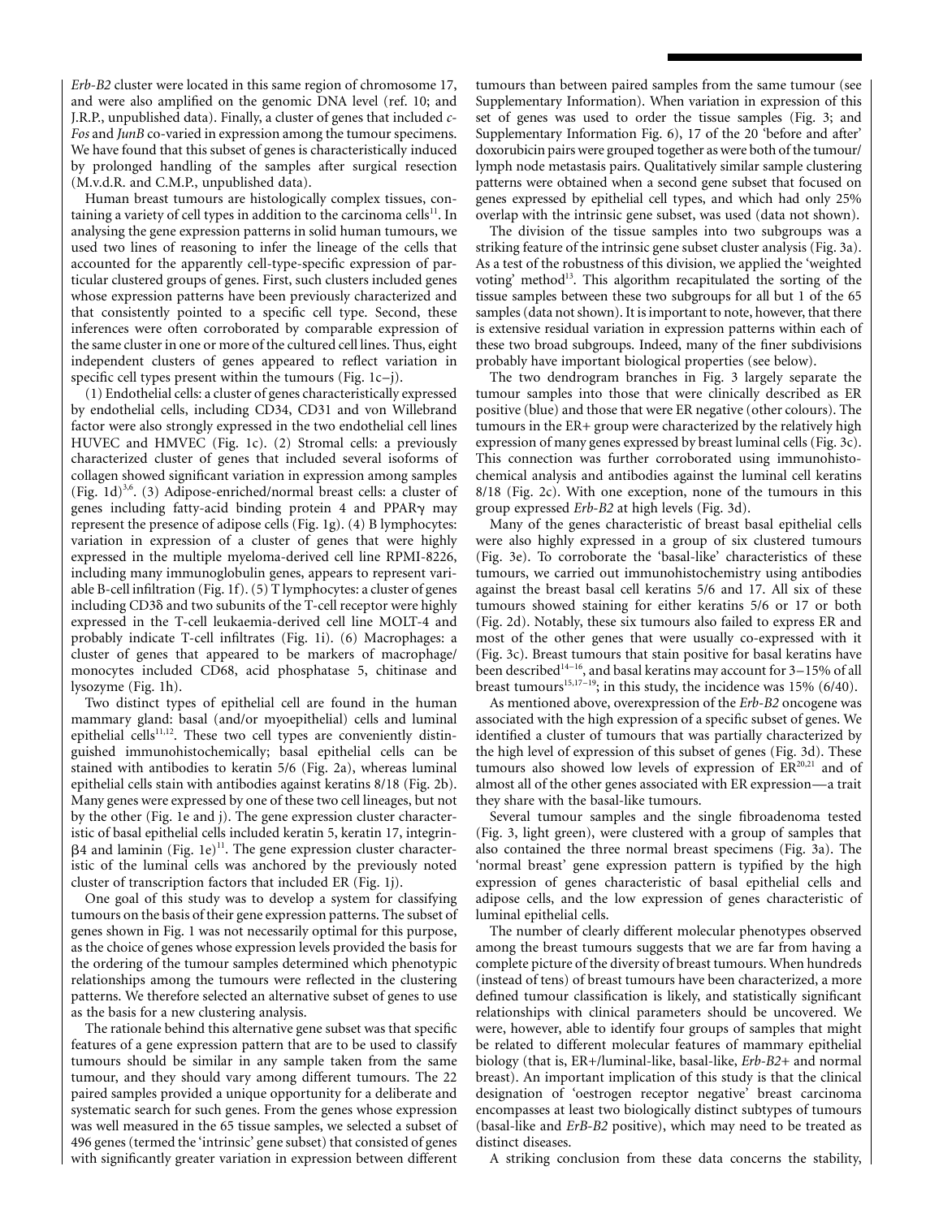*Erb-B2* cluster were located in this same region of chromosome 17, and were also amplified on the genomic DNA level (ref. 10; and J.R.P., unpublished data). Finally, a cluster of genes that included *c-Fos* and *JunB* co-varied in expression among the tumour specimens. We have found that this subset of genes is characteristically induced by prolonged handling of the samples after surgical resection (M.v.d.R. and C.M.P., unpublished data).

Human breast tumours are histologically complex tissues, containing a variety of cell types in addition to the carcinoma cells[11]. In analysing the gene expression patterns in solid human tumours, we used two lines of reasoning to infer the lineage of the cells that accounted for the apparently cell-type-specific expression of particular clustered groups of genes. First, such clusters included genes whose expression patterns have been previously characterized and that consistently pointed to a specific cell type. Second, these inferences were often corroborated by comparable expression of the same cluster in one or more of the cultured cell lines. Thus, eight independent clusters of genes appeared to reflect variation in specific cell types present within the tumours (Fig. 1c–j).

(1) Endothelial cells: a cluster of genes characteristically expressed by endothelial cells, including CD34, CD31 and von Willebrand factor were also strongly expressed in the two endothelial cell lines HUVEC and HMVEC (Fig. 1c). (2) Stromal cells: a previously characterized cluster of genes that included several isoforms of collagen showed significant variation in expression among samples (Fig. 1d)[3,6]. (3) Adipose-enriched/normal breast cells: a cluster of genes including fatty-acid binding protein 4 and PPARγ may represent the presence of adipose cells (Fig. 1g). (4) B lymphocytes: variation in expression of a cluster of genes that were highly expressed in the multiple myeloma-derived cell line RPMI-8226, including many immunoglobulin genes, appears to represent variable B-cell infiltration (Fig. 1f). (5) T lymphocytes: a cluster of genes including CD3δ and two subunits of the T-cell receptor were highly expressed in the T-cell leukaemia-derived cell line MOLT-4 and probably indicate T-cell infiltrates (Fig. 1i). (6) Macrophages: a cluster of genes that appeared to be markers of macrophage/monocytes included CD68, acid phosphatase 5, chitinase and lysozyme (Fig. 1h).

Two distinct types of epithelial cell are found in the human mammary gland: basal (and/or myoepithelial) cells and luminal epithelial cells[11,12]. These two cell types are conveniently distinguished immunohistochemically; basal epithelial cells can be stained with antibodies to keratin 5/6 (Fig. 2a), whereas luminal epithelial cells stain with antibodies against keratins 8/18 (Fig. 2b). Many genes were expressed by one of these two cell lineages, but not by the other (Fig. 1e and j). The gene expression cluster characteristic of basal epithelial cells included keratin 5, keratin 17, integrin-β4 and laminin (Fig. 1e)[11]. The gene expression cluster characteristic of the luminal cells was anchored by the previously noted cluster of transcription factors that included ER (Fig. 1j).

One goal of this study was to develop a system for classifying tumours on the basis of their gene expression patterns. The subset of genes shown in Fig. 1 was not necessarily optimal for this purpose, as the choice of genes whose expression levels provided the basis for the ordering of the tumour samples determined which phenotypic relationships among the tumours were reflected in the clustering patterns. We therefore selected an alternative subset of genes to use as the basis for a new clustering analysis.

The rationale behind this alternative gene subset was that specific features of a gene expression pattern that are to be used to classify tumours should be similar in any sample taken from the same tumour, and they should vary among different tumours. The 22 paired samples provided a unique opportunity for a deliberate and systematic search for such genes. From the genes whose expression was well measured in the 65 tissue samples, we selected a subset of 496 genes (termed the 'intrinsic' gene subset) that consisted of genes with significantly greater variation in expression between different tumours than between paired samples from the same tumour (see Supplementary Information). When variation in expression of this set of genes was used to order the tissue samples (Fig. 3; and Supplementary Information Fig. 6), 17 of the 20 'before and after' doxorubicin pairs were grouped together as were both of the tumour/lymph node metastasis pairs. Qualitatively similar sample clustering patterns were obtained when a second gene subset that focused on genes expressed by epithelial cell types, and which had only 25% overlap with the intrinsic gene subset, was used (data not shown).

The division of the tissue samples into two subgroups was a striking feature of the intrinsic gene subset cluster analysis (Fig. 3a). As a test of the robustness of this division, we applied the 'weighted voting' method[13]. This algorithm recapitulated the sorting of the tissue samples between these two subgroups for all but 1 of the 65 samples (data not shown). It is important to note, however, that there is extensive residual variation in expression patterns within each of these two broad subgroups. Indeed, many of the finer subdivisions probably have important biological properties (see below).

The two dendrogram branches in Fig. 3 largely separate the tumour samples into those that were clinically described as ER positive (blue) and those that were ER negative (other colours). The tumours in the ER+ group were characterized by the relatively high expression of many genes expressed by breast luminal cells (Fig. 3c). This connection was further corroborated using immunohistochemical analysis and antibodies against the luminal cell keratins 8/18 (Fig. 2c). With one exception, none of the tumours in this group expressed *Erb-B2* at high levels (Fig. 3d).

Many of the genes characteristic of breast basal epithelial cells were also highly expressed in a group of six clustered tumours (Fig. 3e). To corroborate the 'basal-like' characteristics of these tumours, we carried out immunohistochemistry using antibodies against the breast basal cell keratins 5/6 and 17. All six of these tumours showed staining for either keratins 5/6 or 17 or both (Fig. 2d). Notably, these six tumours also failed to express ER and most of the other genes that were usually co-expressed with it (Fig. 3c). Breast tumours that stain positive for basal keratins have been described[14–16], and basal keratins may account for 3–15% of all breast tumours[15,17–19]; in this study, the incidence was 15% (6/40).

As mentioned above, overexpression of the *Erb-B2* oncogene was associated with the high expression of a specific subset of genes. We identified a cluster of tumours that was partially characterized by the high level of expression of this subset of genes (Fig. 3d). These tumours also showed low levels of expression of ER[20,21] and of almost all of the other genes associated with ER expression—a trait they share with the basal-like tumours.

Several tumour samples and the single fibroadenoma tested (Fig. 3, light green), were clustered with a group of samples that also contained the three normal breast specimens (Fig. 3a). The 'normal breast' gene expression pattern is typified by the high expression of genes characteristic of basal epithelial cells and adipose cells, and the low expression of genes characteristic of luminal epithelial cells.

The number of clearly different molecular phenotypes observed among the breast tumours suggests that we are far from having a complete picture of the diversity of breast tumours. When hundreds (instead of tens) of breast tumours have been characterized, a more defined tumour classification is likely, and statistically significant relationships with clinical parameters should be uncovered. We were, however, able to identify four groups of samples that might be related to different molecular features of mammary epithelial biology (that is, ER+/luminal-like, basal-like, *Erb-B2+* and normal breast). An important implication of this study is that the clinical designation of 'oestrogen receptor negative' breast carcinoma encompasses at least two biologically distinct subtypes of tumours (basal-like and *ErB-B2* positive), which may need to be treated as distinct diseases.

A striking conclusion from these data concerns the stability,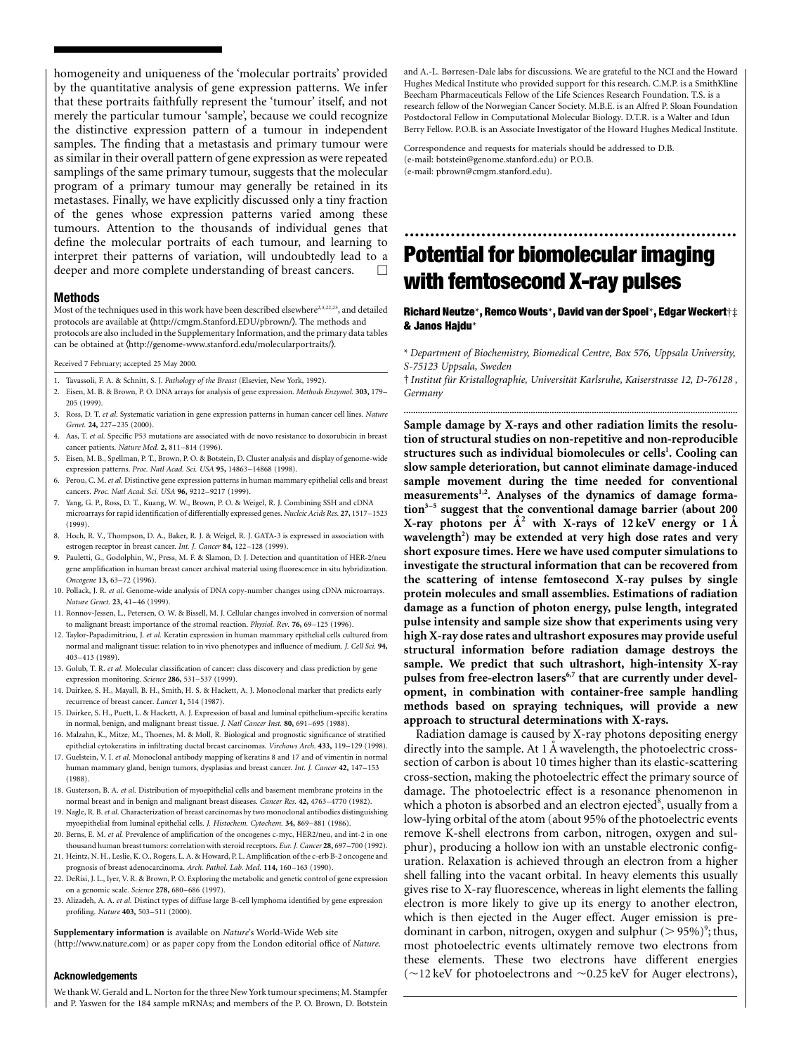homogeneity and uniqueness of the 'molecular portraits' provided by the quantitative analysis of gene expression patterns. We infer that these portraits faithfully represent the 'tumour' itself, and not merely the particular tumour 'sample', because we could recognize the distinctive expression pattern of a tumour in independent samples. The finding that a metastasis and primary tumour were as similar in their overall pattern of gene expression as were repeated samplings of the same primary tumour, suggests that the molecular program of a primary tumour may generally be retained in its metastases. Finally, we have explicitly discussed only a tiny fraction of the genes whose expression patterns varied among these tumours. Attention to the thousands of individual genes that define the molecular portraits of each tumour, and learning to interpret their patterns of variation, will undoubtedly lead to a deeper and more complete understanding of breast cancers. □

### Methods

Most of the techniques used in this work have been described elsewhere[2,3,22,23], and detailed protocols are available at ⟨http://cmgm.Stanford.EDU/pbrown/⟩. The methods and protocols are also included in the Supplementary Information, and the primary data tables can be obtained at ⟨http://genome-www.stanford.edu/molecularportraits/⟩.

Received 7 February; accepted 25 May 2000.

1. Tavassoli, F. A. & Schnitt, S. J. *Pathology of the Breast* (Elsevier, New York, 1992).
2. Eisen, M. B. & Brown, P. O. DNA arrays for analysis of gene expression. *Methods Enzymol.* **303,** 179–205 (1999).
3. Ross, D. T. *et al.* Systematic variation in gene expression patterns in human cancer cell lines. *Nature Genet.* **24,** 227–235 (2000).
4. Aas, T. *et al.* Specific P53 mutations are associated with de novo resistance to doxorubicin in breast cancer patients. *Nature Med.* **2,** 811–814 (1996).
5. Eisen, M. B., Spellman, P. T., Brown, P. O. & Botstein, D. Cluster analysis and display of genome-wide expression patterns. *Proc. Natl Acad. Sci. USA* **95,** 14863–14868 (1998).
6. Perou, C. M. *et al.* Distinctive gene expression patterns in human mammary epithelial cells and breast cancers. *Proc. Natl Acad. Sci. USA* **96,** 9212–9217 (1999).
7. Yang, G. P., Ross, D. T., Kuang, W. W., Brown, P. O. & Weigel, R. J. Combining SSH and cDNA microarrays for rapid identification of differentially expressed genes. *Nucleic Acids Res.* **27,** 1517–1523 (1999).
8. Hoch, R. V., Thompson, D. A., Baker, R. J. & Weigel, R. J. GATA-3 is expressed in association with estrogen receptor in breast cancer. *Int. J. Cancer* **84,** 122–128 (1999).
9. Pauletti, G., Godolphin, W., Press, M. F. & Slamon, D. J. Detection and quantitation of HER-2/neu gene amplification in human breast cancer archival material using fluorescence in situ hybridization. *Oncogene* **13,** 63–72 (1996).
10. Pollack, J. R. *et al.* Genome-wide analysis of DNA copy-number changes using cDNA microarrays. *Nature Genet.* **23,** 41–46 (1999).
11. Ronnov-Jessen, L., Petersen, O. W. & Bissell, M. J. Cellular changes involved in conversion of normal to malignant breast: importance of the stromal reaction. *Physiol. Rev.* **76,** 69–125 (1996).
12. Taylor-Papadimitriou, J. *et al.* Keratin expression in human mammary epithelial cells cultured from normal and malignant tissue: relation to in vivo phenotypes and influence of medium. *J. Cell Sci.* **94,** 403–413 (1989).
13. Golub, T. R. *et al.* Molecular classification of cancer: class discovery and class prediction by gene expression monitoring. *Science* **286,** 531–537 (1999).
14. Dairkee, S. H., Mayall, B. H., Smith, H. S. & Hackett, A. J. Monoclonal marker that predicts early recurrence of breast cancer. *Lancet* **1,** 514 (1987).
15. Dairkee, S. H., Puett, L. & Hackett, A. J. Expression of basal and luminal epithelium-specific keratins in normal, benign, and malignant breast tissue. *J. Natl Cancer Inst.* **80,** 691–695 (1988).
16. Malzahn, K., Mitze, M., Thoenes, M. & Moll, R. Biological and prognostic significance of stratified epithelial cytokeratins in infiltrating ductal breast carcinomas. *Virchows Arch.* **433,** 119–129 (1998).
17. Guelstein, V. I. *et al.* Monoclonal antibody mapping of keratins 8 and 17 and of vimentin in normal human mammary gland, benign tumors, dysplasias and breast cancer. *Int. J. Cancer* **42,** 147–153 (1988).
18. Gusterson, B. A. *et al.* Distribution of myoepithelial cells and basement membrane proteins in the normal breast and in benign and malignant breast diseases. *Cancer Res.* **42,** 4763–4770 (1982).
19. Nagle, R. B. *et al.* Characterization of breast carcinomas by two monoclonal antibodies distinguishing myoepithelial from luminal epithelial cells. *J. Histochem. Cytochem.* **34,** 869–881 (1986).
20. Berns, E. M. *et al.* Prevalence of amplification of the oncogenes c-myc, HER2/neu, and int-2 in one thousand human breast tumors: correlation with steroid receptors. *Eur. J. Cancer* **28,** 697–700 (1992).
21. Heintz, N. H., Leslie, K. O., Rogers, L. A. & Howard, P. L. Amplification of the c-erb B-2 oncogene and prognosis of breast adenocarcinoma. *Arch. Pathol. Lab. Med.* **114,** 160–163 (1990).
22. DeRisi, J. L., Iyer, V. R. & Brown, P. O. Exploring the metabolic and genetic control of gene expression on a genomic scale. *Science* **278,** 680–686 (1997).
23. Alizadeh, A. A. *et al.* Distinct types of diffuse large B-cell lymphoma identified by gene expression profiling. *Nature* **403,** 503–511 (2000).

**Supplementary information** is available on *Nature*'s World-Wide Web site (http://www.nature.com) or as paper copy from the London editorial office of *Nature*.

#### Acknowledgements

We thank W. Gerald and L. Norton for the three New York tumour specimens; M. Stampfer and P. Yaswen for the 184 sample mRNAs; and members of the P. O. Brown, D. Botstein and A.-L. Børresen-Dale labs for discussions. We are grateful to the NCI and the Howard Hughes Medical Institute who provided support for this research. C.M.P. is a SmithKline Beecham Pharmaceuticals Fellow of the Life Sciences Research Foundation. T.S. is a research fellow of the Norwegian Cancer Society. M.B.E. is an Alfred P. Sloan Foundation Postdoctoral Fellow in Computational Molecular Biology. D.T.R. is a Walter and Idun Berry Fellow. P.O.B. is an Associate Investigator of the Howard Hughes Medical Institute.

Correspondence and requests for materials should be addressed to D.B. (e-mail: botstein@genome.stanford.edu) or P.O.B. (e-mail: pbrown@cmgm.stanford.edu).

# Potential for biomolecular imaging with femtosecond X-ray pulses

**Richard Neutze\*, Remco Wouts\*, David van der Spoel\*, Edgar Weckert†‡ & Janos Hajdu\***

\* *Department of Biochemistry, Biomedical Centre, Box 576, Uppsala University, S-75123 Uppsala, Sweden*

† *Institut für Kristallographie, Universität Karlsruhe, Kaiserstrasse 12, D-76128, Germany*

**Sample damage by X-rays and other radiation limits the resolution of structural studies on non-repetitive and non-reproducible structures such as individual biomolecules or cells[1]. Cooling can slow sample deterioration, but cannot eliminate damage-induced sample movement during the time needed for conventional measurements[1,2]. Analyses of the dynamics of damage formation[3–5] suggest that the conventional damage barrier (about 200 X-ray photons per Å$^2$ with X-rays of 12 keV energy or 1 Å wavelength[2]) may be extended at very high dose rates and very short exposure times. Here we have used computer simulations to investigate the structural information that can be recovered from the scattering of intense femtosecond X-ray pulses by single protein molecules and small assemblies. Estimations of radiation damage as a function of photon energy, pulse length, integrated pulse intensity and sample size show that experiments using very high X-ray dose rates and ultrashort exposures may provide useful structural information before radiation damage destroys the sample. We predict that such ultrashort, high-intensity X-ray pulses from free-electron lasers[6,7] that are currently under development, in combination with container-free sample handling methods based on spraying techniques, will provide a new approach to structural determinations with X-rays.**

Radiation damage is caused by X-ray photons depositing energy directly into the sample. At 1 Å wavelength, the photoelectric cross-section of carbon is about 10 times higher than its elastic-scattering cross-section, making the photoelectric effect the primary source of damage. The photoelectric effect is a resonance phenomenon in which a photon is absorbed and an electron ejected[8], usually from a low-lying orbital of the atom (about 95% of the photoelectric events remove K-shell electrons from carbon, nitrogen, oxygen and sulphur), producing a hollow ion with an unstable electronic configuration. Relaxation is achieved through an electron from a higher shell falling into the vacant orbital. In heavy elements this usually gives rise to X-ray fluorescence, whereas in light elements the falling electron is more likely to give up its energy to another electron, which is then ejected in the Auger effect. Auger emission is predominant in carbon, nitrogen, oxygen and sulphur (> 95%)[9]; thus, most photoelectric events ultimately remove two electrons from these elements. These two electrons have different energies (~12 keV for photoelectrons and ~0.25 keV for Auger electrons),